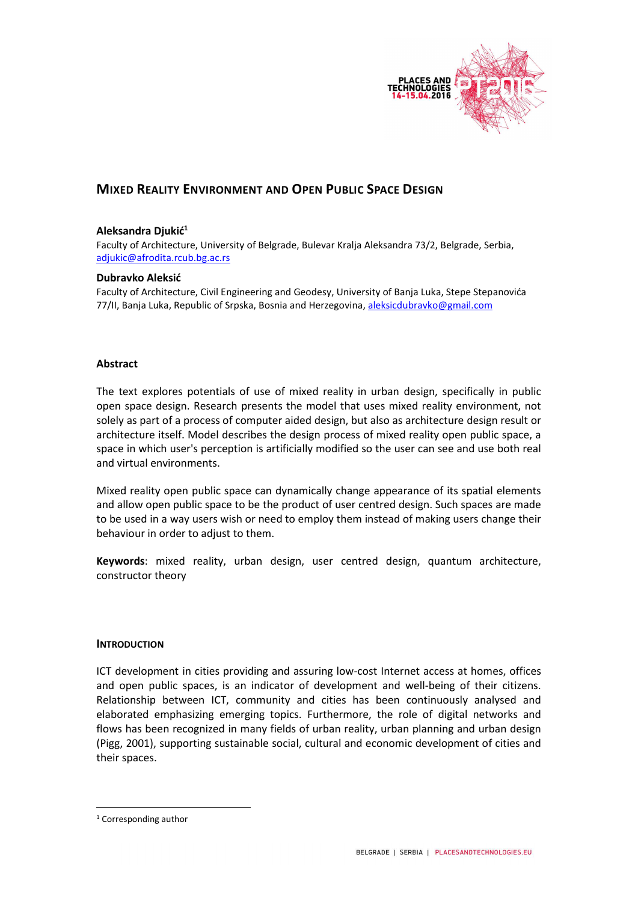# Mixed Reality Environment and Open Public Space Design

**Aleksandra Djukić**[1]
Faculty of Architecture, University of Belgrade, Bulevar Kralja Aleksandra 73/2, Belgrade, Serbia, adjukic@afrodita.rcub.bg.ac.rs

**Dubravko Aleksić**
Faculty of Architecture, Civil Engineering and Geodesy, University of Banja Luka, Stepe Stepanovića 77/II, Banja Luka, Republic of Srpska, Bosnia and Herzegovina, aleksicdubravko@gmail.com

## Abstract

The text explores potentials of use of mixed reality in urban design, specifically in public open space design. Research presents the model that uses mixed reality environment, not solely as part of a process of computer aided design, but also as architecture design result or architecture itself. Model describes the design process of mixed reality open public space, a space in which user's perception is artificially modified so the user can see and use both real and virtual environments.

Mixed reality open public space can dynamically change appearance of its spatial elements and allow open public space to be the product of user centred design. Such spaces are made to be used in a way users wish or need to employ them instead of making users change their behaviour in order to adjust to them.

**Keywords**: mixed reality, urban design, user centred design, quantum architecture, constructor theory

## Introduction

ICT development in cities providing and assuring low-cost Internet access at homes, offices and open public spaces, is an indicator of development and well-being of their citizens. Relationship between ICT, community and cities has been continuously analysed and elaborated emphasizing emerging topics. Furthermore, the role of digital networks and flows has been recognized in many fields of urban reality, urban planning and urban design (Pigg, 2001), supporting sustainable social, cultural and economic development of cities and their spaces.

[1] Corresponding author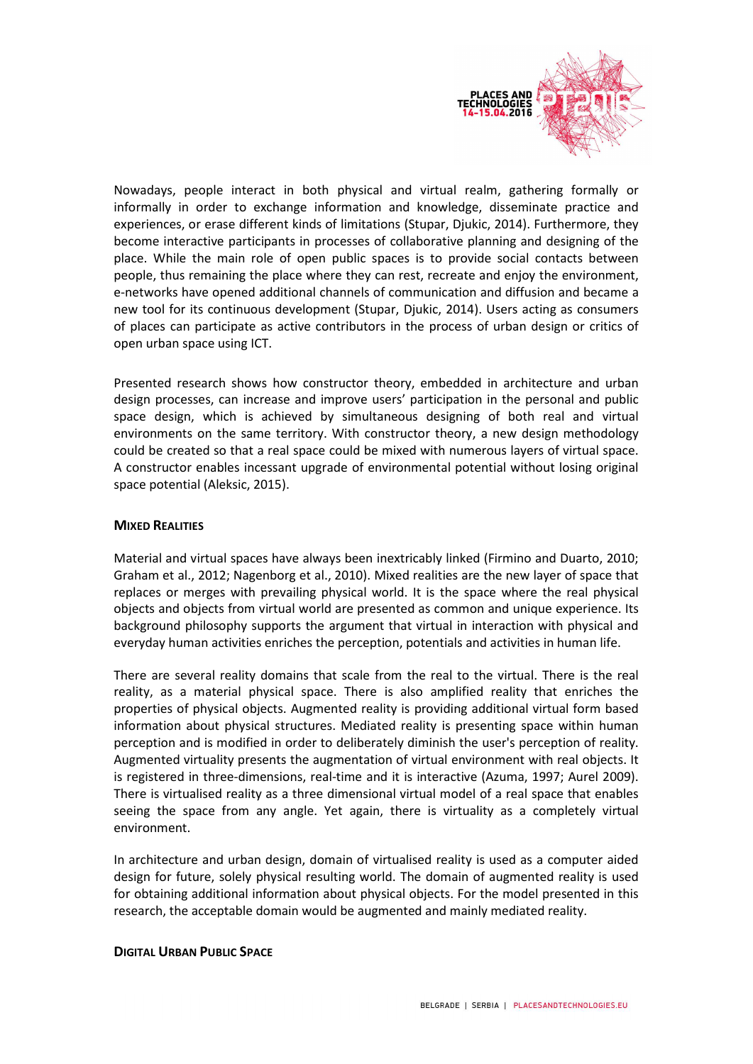Nowadays, people interact in both physical and virtual realm, gathering formally or informally in order to exchange information and knowledge, disseminate practice and experiences, or erase different kinds of limitations (Stupar, Djukic, 2014). Furthermore, they become interactive participants in processes of collaborative planning and designing of the place. While the main role of open public spaces is to provide social contacts between people, thus remaining the place where they can rest, recreate and enjoy the environment, e-networks have opened additional channels of communication and diffusion and became a new tool for its continuous development (Stupar, Djukic, 2014). Users acting as consumers of places can participate as active contributors in the process of urban design or critics of open urban space using ICT.

Presented research shows how constructor theory, embedded in architecture and urban design processes, can increase and improve users' participation in the personal and public space design, which is achieved by simultaneous designing of both real and virtual environments on the same territory. With constructor theory, a new design methodology could be created so that a real space could be mixed with numerous layers of virtual space. A constructor enables incessant upgrade of environmental potential without losing original space potential (Aleksic, 2015).

## Mixed Realities

Material and virtual spaces have always been inextricably linked (Firmino and Duarto, 2010; Graham et al., 2012; Nagenborg et al., 2010). Mixed realities are the new layer of space that replaces or merges with prevailing physical world. It is the space where the real physical objects and objects from virtual world are presented as common and unique experience. Its background philosophy supports the argument that virtual in interaction with physical and everyday human activities enriches the perception, potentials and activities in human life.

There are several reality domains that scale from the real to the virtual. There is the real reality, as a material physical space. There is also amplified reality that enriches the properties of physical objects. Augmented reality is providing additional virtual form based information about physical structures. Mediated reality is presenting space within human perception and is modified in order to deliberately diminish the user's perception of reality. Augmented virtuality presents the augmentation of virtual environment with real objects. It is registered in three-dimensions, real-time and it is interactive (Azuma, 1997; Aurel 2009). There is virtualised reality as a three dimensional virtual model of a real space that enables seeing the space from any angle. Yet again, there is virtuality as a completely virtual environment.

In architecture and urban design, domain of virtualised reality is used as a computer aided design for future, solely physical resulting world. The domain of augmented reality is used for obtaining additional information about physical objects. For the model presented in this research, the acceptable domain would be augmented and mainly mediated reality.

## Digital Urban Public Space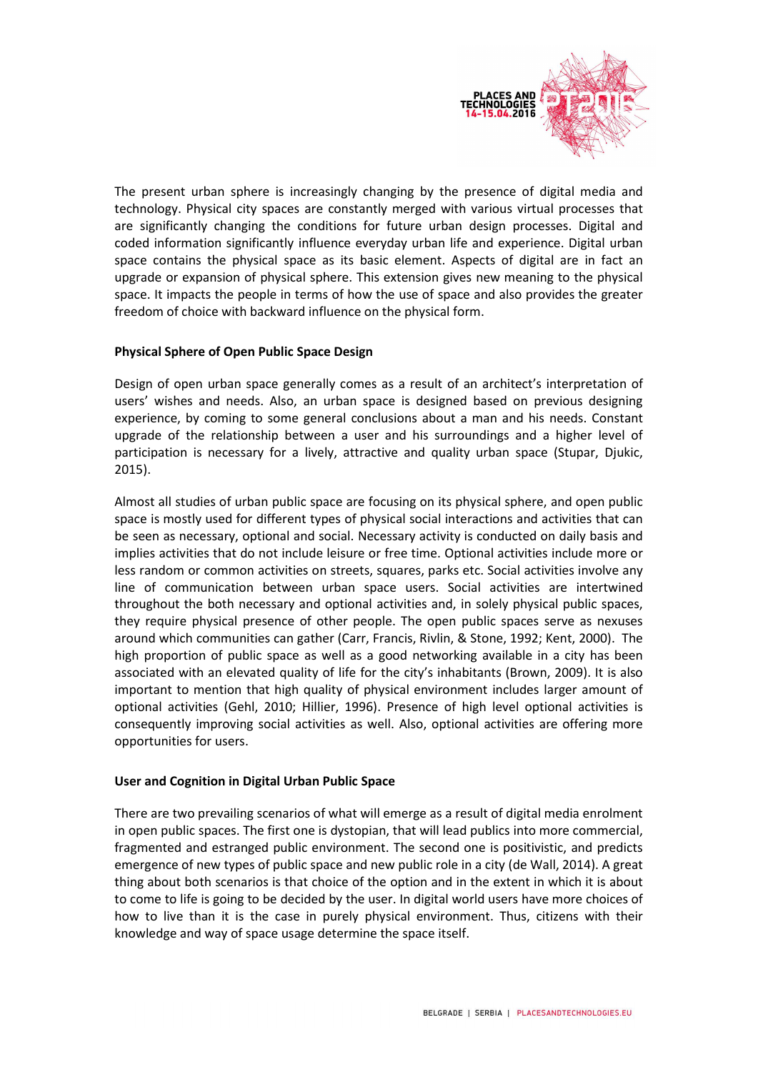The present urban sphere is increasingly changing by the presence of digital media and technology. Physical city spaces are constantly merged with various virtual processes that are significantly changing the conditions for future urban design processes. Digital and coded information significantly influence everyday urban life and experience. Digital urban space contains the physical space as its basic element. Aspects of digital are in fact an upgrade or expansion of physical sphere. This extension gives new meaning to the physical space. It impacts the people in terms of how the use of space and also provides the greater freedom of choice with backward influence on the physical form.

**Physical Sphere of Open Public Space Design**

Design of open urban space generally comes as a result of an architect's interpretation of users' wishes and needs. Also, an urban space is designed based on previous designing experience, by coming to some general conclusions about a man and his needs. Constant upgrade of the relationship between a user and his surroundings and a higher level of participation is necessary for a lively, attractive and quality urban space (Stupar, Djukic, 2015).

Almost all studies of urban public space are focusing on its physical sphere, and open public space is mostly used for different types of physical social interactions and activities that can be seen as necessary, optional and social. Necessary activity is conducted on daily basis and implies activities that do not include leisure or free time. Optional activities include more or less random or common activities on streets, squares, parks etc. Social activities involve any line of communication between urban space users. Social activities are intertwined throughout the both necessary and optional activities and, in solely physical public spaces, they require physical presence of other people. The open public spaces serve as nexuses around which communities can gather (Carr, Francis, Rivlin, & Stone, 1992; Kent, 2000). The high proportion of public space as well as a good networking available in a city has been associated with an elevated quality of life for the city's inhabitants (Brown, 2009). It is also important to mention that high quality of physical environment includes larger amount of optional activities (Gehl, 2010; Hillier, 1996). Presence of high level optional activities is consequently improving social activities as well. Also, optional activities are offering more opportunities for users.

**User and Cognition in Digital Urban Public Space**

There are two prevailing scenarios of what will emerge as a result of digital media enrolment in open public spaces. The first one is dystopian, that will lead publics into more commercial, fragmented and estranged public environment. The second one is positivistic, and predicts emergence of new types of public space and new public role in a city (de Wall, 2014). A great thing about both scenarios is that choice of the option and in the extent in which it is about to come to life is going to be decided by the user. In digital world users have more choices of how to live than it is the case in purely physical environment. Thus, citizens with their knowledge and way of space usage determine the space itself.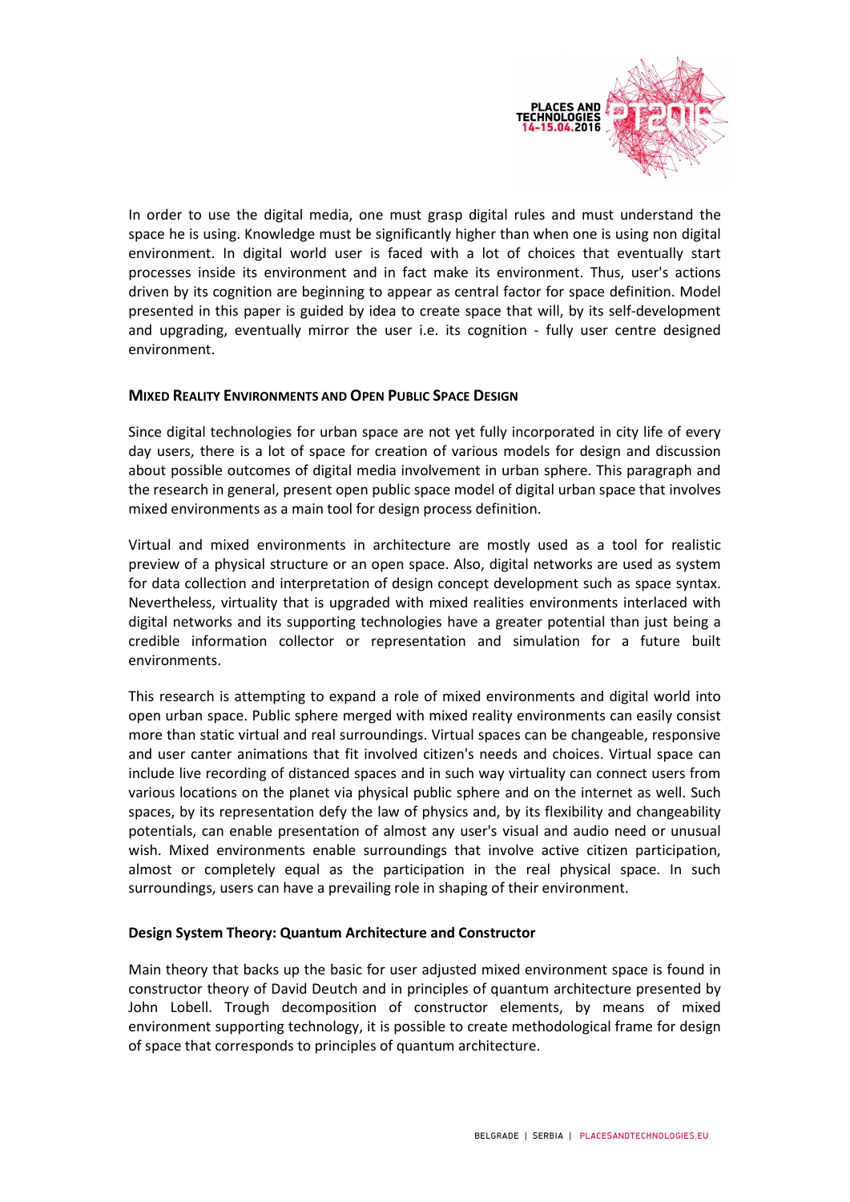In order to use the digital media, one must grasp digital rules and must understand the space he is using. Knowledge must be significantly higher than when one is using non digital environment. In digital world user is faced with a lot of choices that eventually start processes inside its environment and in fact make its environment. Thus, user's actions driven by its cognition are beginning to appear as central factor for space definition. Model presented in this paper is guided by idea to create space that will, by its self-development and upgrading, eventually mirror the user i.e. its cognition - fully user centre designed environment.

## Mixed Reality Environments and Open Public Space Design

Since digital technologies for urban space are not yet fully incorporated in city life of every day users, there is a lot of space for creation of various models for design and discussion about possible outcomes of digital media involvement in urban sphere. This paragraph and the research in general, present open public space model of digital urban space that involves mixed environments as a main tool for design process definition.

Virtual and mixed environments in architecture are mostly used as a tool for realistic preview of a physical structure or an open space. Also, digital networks are used as system for data collection and interpretation of design concept development such as space syntax. Nevertheless, virtuality that is upgraded with mixed realities environments interlaced with digital networks and its supporting technologies have a greater potential than just being a credible information collector or representation and simulation for a future built environments.

This research is attempting to expand a role of mixed environments and digital world into open urban space. Public sphere merged with mixed reality environments can easily consist more than static virtual and real surroundings. Virtual spaces can be changeable, responsive and user canter animations that fit involved citizen's needs and choices. Virtual space can include live recording of distanced spaces and in such way virtuality can connect users from various locations on the planet via physical public sphere and on the internet as well. Such spaces, by its representation defy the law of physics and, by its flexibility and changeability potentials, can enable presentation of almost any user's visual and audio need or unusual wish. Mixed environments enable surroundings that involve active citizen participation, almost or completely equal as the participation in the real physical space. In such surroundings, users can have a prevailing role in shaping of their environment.

### Design System Theory: Quantum Architecture and Constructor

Main theory that backs up the basic for user adjusted mixed environment space is found in constructor theory of David Deutch and in principles of quantum architecture presented by John Lobell. Trough decomposition of constructor elements, by means of mixed environment supporting technology, it is possible to create methodological frame for design of space that corresponds to principles of quantum architecture.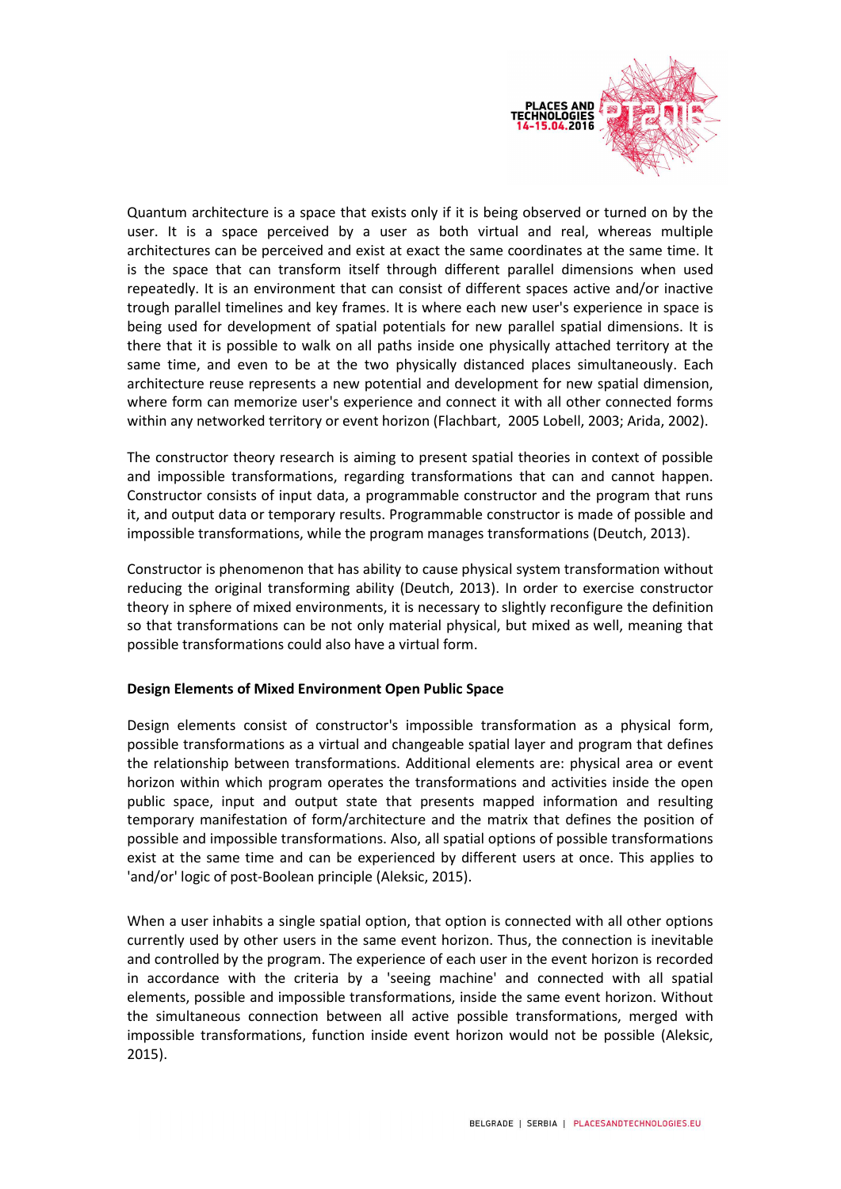Quantum architecture is a space that exists only if it is being observed or turned on by the user. It is a space perceived by a user as both virtual and real, whereas multiple architectures can be perceived and exist at exact the same coordinates at the same time. It is the space that can transform itself through different parallel dimensions when used repeatedly. It is an environment that can consist of different spaces active and/or inactive trough parallel timelines and key frames. It is where each new user's experience in space is being used for development of spatial potentials for new parallel spatial dimensions. It is there that it is possible to walk on all paths inside one physically attached territory at the same time, and even to be at the two physically distanced places simultaneously. Each architecture reuse represents a new potential and development for new spatial dimension, where form can memorize user's experience and connect it with all other connected forms within any networked territory or event horizon (Flachbart, 2005 Lobell, 2003; Arida, 2002).

The constructor theory research is aiming to present spatial theories in context of possible and impossible transformations, regarding transformations that can and cannot happen. Constructor consists of input data, a programmable constructor and the program that runs it, and output data or temporary results. Programmable constructor is made of possible and impossible transformations, while the program manages transformations (Deutch, 2013).

Constructor is phenomenon that has ability to cause physical system transformation without reducing the original transforming ability (Deutch, 2013). In order to exercise constructor theory in sphere of mixed environments, it is necessary to slightly reconfigure the definition so that transformations can be not only material physical, but mixed as well, meaning that possible transformations could also have a virtual form.

**Design Elements of Mixed Environment Open Public Space**

Design elements consist of constructor's impossible transformation as a physical form, possible transformations as a virtual and changeable spatial layer and program that defines the relationship between transformations. Additional elements are: physical area or event horizon within which program operates the transformations and activities inside the open public space, input and output state that presents mapped information and resulting temporary manifestation of form/architecture and the matrix that defines the position of possible and impossible transformations. Also, all spatial options of possible transformations exist at the same time and can be experienced by different users at once. This applies to 'and/or' logic of post-Boolean principle (Aleksic, 2015).

When a user inhabits a single spatial option, that option is connected with all other options currently used by other users in the same event horizon. Thus, the connection is inevitable and controlled by the program. The experience of each user in the event horizon is recorded in accordance with the criteria by a 'seeing machine' and connected with all spatial elements, possible and impossible transformations, inside the same event horizon. Without the simultaneous connection between all active possible transformations, merged with impossible transformations, function inside event horizon would not be possible (Aleksic, 2015).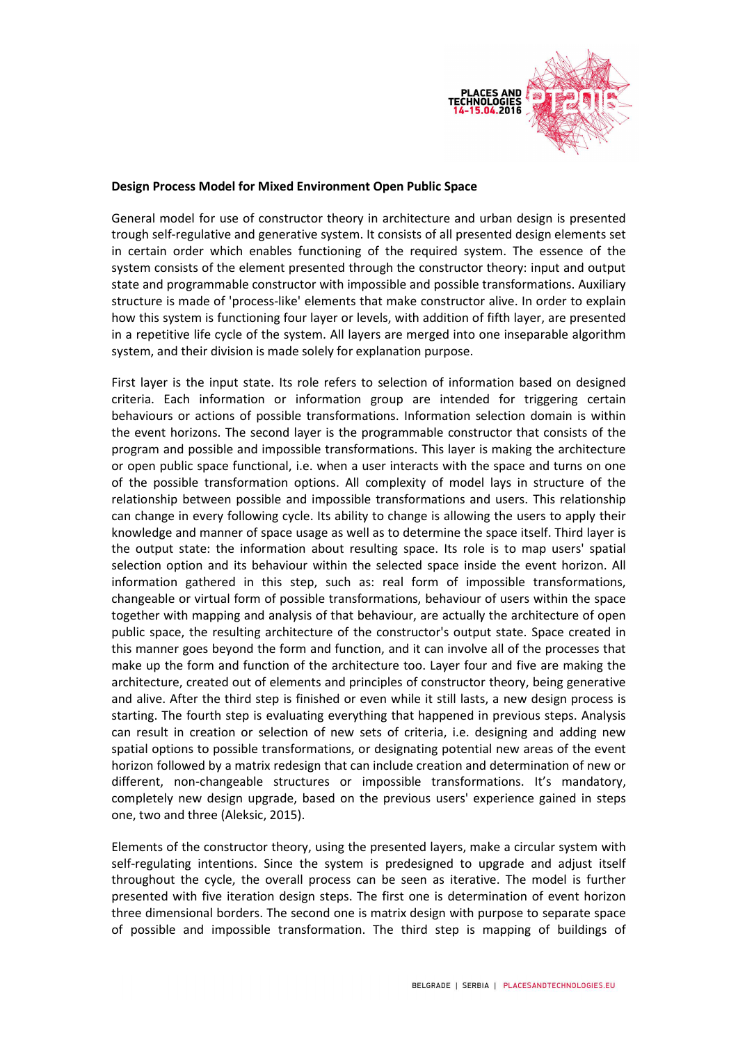**Design Process Model for Mixed Environment Open Public Space**

General model for use of constructor theory in architecture and urban design is presented trough self-regulative and generative system. It consists of all presented design elements set in certain order which enables functioning of the required system. The essence of the system consists of the element presented through the constructor theory: input and output state and programmable constructor with impossible and possible transformations. Auxiliary structure is made of 'process-like' elements that make constructor alive. In order to explain how this system is functioning four layer or levels, with addition of fifth layer, are presented in a repetitive life cycle of the system. All layers are merged into one inseparable algorithm system, and their division is made solely for explanation purpose.

First layer is the input state. Its role refers to selection of information based on designed criteria. Each information or information group are intended for triggering certain behaviours or actions of possible transformations. Information selection domain is within the event horizons. The second layer is the programmable constructor that consists of the program and possible and impossible transformations. This layer is making the architecture or open public space functional, i.e. when a user interacts with the space and turns on one of the possible transformation options. All complexity of model lays in structure of the relationship between possible and impossible transformations and users. This relationship can change in every following cycle. Its ability to change is allowing the users to apply their knowledge and manner of space usage as well as to determine the space itself. Third layer is the output state: the information about resulting space. Its role is to map users' spatial selection option and its behaviour within the selected space inside the event horizon. All information gathered in this step, such as: real form of impossible transformations, changeable or virtual form of possible transformations, behaviour of users within the space together with mapping and analysis of that behaviour, are actually the architecture of open public space, the resulting architecture of the constructor's output state. Space created in this manner goes beyond the form and function, and it can involve all of the processes that make up the form and function of the architecture too. Layer four and five are making the architecture, created out of elements and principles of constructor theory, being generative and alive. After the third step is finished or even while it still lasts, a new design process is starting. The fourth step is evaluating everything that happened in previous steps. Analysis can result in creation or selection of new sets of criteria, i.e. designing and adding new spatial options to possible transformations, or designating potential new areas of the event horizon followed by a matrix redesign that can include creation and determination of new or different, non-changeable structures or impossible transformations. It's mandatory, completely new design upgrade, based on the previous users' experience gained in steps one, two and three (Aleksic, 2015).

Elements of the constructor theory, using the presented layers, make a circular system with self-regulating intentions. Since the system is predesigned to upgrade and adjust itself throughout the cycle, the overall process can be seen as iterative. The model is further presented with five iteration design steps. The first one is determination of event horizon three dimensional borders. The second one is matrix design with purpose to separate space of possible and impossible transformation. The third step is mapping of buildings of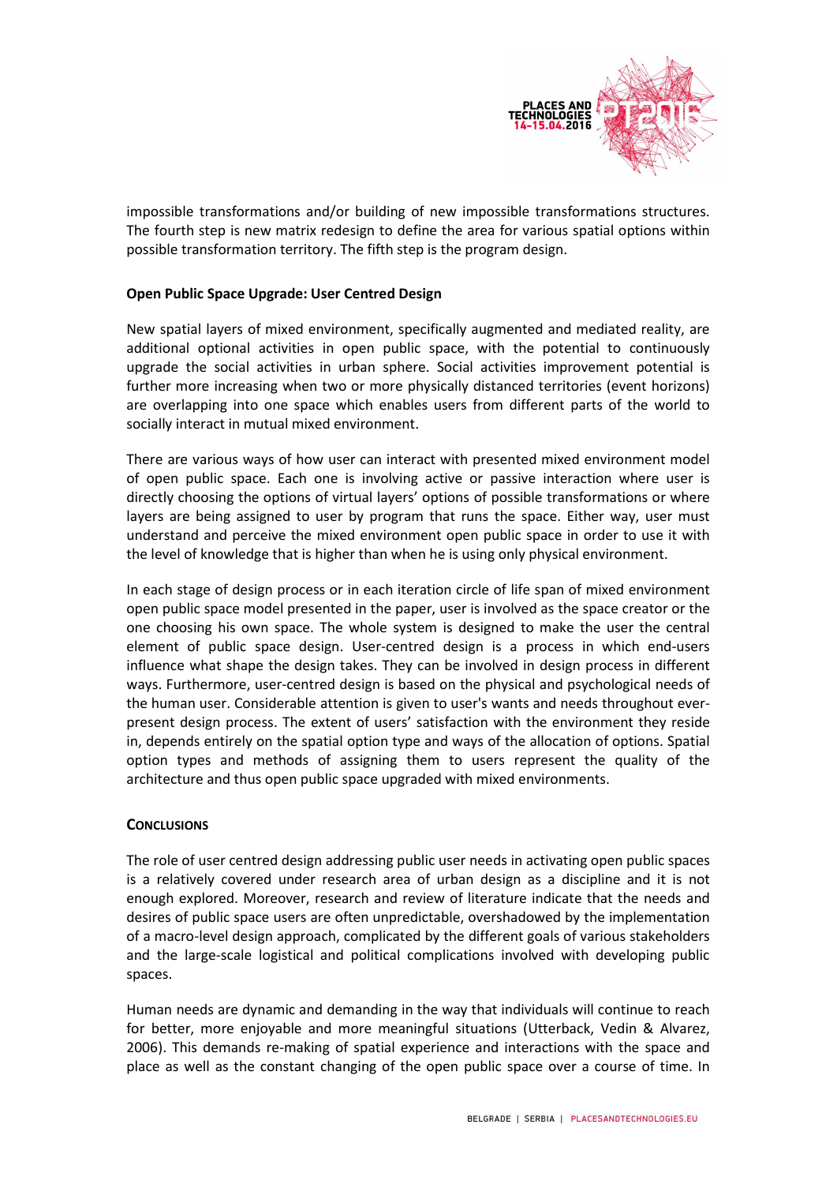impossible transformations and/or building of new impossible transformations structures. The fourth step is new matrix redesign to define the area for various spatial options within possible transformation territory. The fifth step is the program design.

**Open Public Space Upgrade: User Centred Design**

New spatial layers of mixed environment, specifically augmented and mediated reality, are additional optional activities in open public space, with the potential to continuously upgrade the social activities in urban sphere. Social activities improvement potential is further more increasing when two or more physically distanced territories (event horizons) are overlapping into one space which enables users from different parts of the world to socially interact in mutual mixed environment.

There are various ways of how user can interact with presented mixed environment model of open public space. Each one is involving active or passive interaction where user is directly choosing the options of virtual layers' options of possible transformations or where layers are being assigned to user by program that runs the space. Either way, user must understand and perceive the mixed environment open public space in order to use it with the level of knowledge that is higher than when he is using only physical environment.

In each stage of design process or in each iteration circle of life span of mixed environment open public space model presented in the paper, user is involved as the space creator or the one choosing his own space. The whole system is designed to make the user the central element of public space design. User-centred design is a process in which end-users influence what shape the design takes. They can be involved in design process in different ways. Furthermore, user-centred design is based on the physical and psychological needs of the human user. Considerable attention is given to user's wants and needs throughout ever-present design process. The extent of users' satisfaction with the environment they reside in, depends entirely on the spatial option type and ways of the allocation of options. Spatial option types and methods of assigning them to users represent the quality of the architecture and thus open public space upgraded with mixed environments.

## Conclusions

The role of user centred design addressing public user needs in activating open public spaces is a relatively covered under research area of urban design as a discipline and it is not enough explored. Moreover, research and review of literature indicate that the needs and desires of public space users are often unpredictable, overshadowed by the implementation of a macro-level design approach, complicated by the different goals of various stakeholders and the large-scale logistical and political complications involved with developing public spaces.

Human needs are dynamic and demanding in the way that individuals will continue to reach for better, more enjoyable and more meaningful situations (Utterback, Vedin & Alvarez, 2006). This demands re-making of spatial experience and interactions with the space and place as well as the constant changing of the open public space over a course of time. In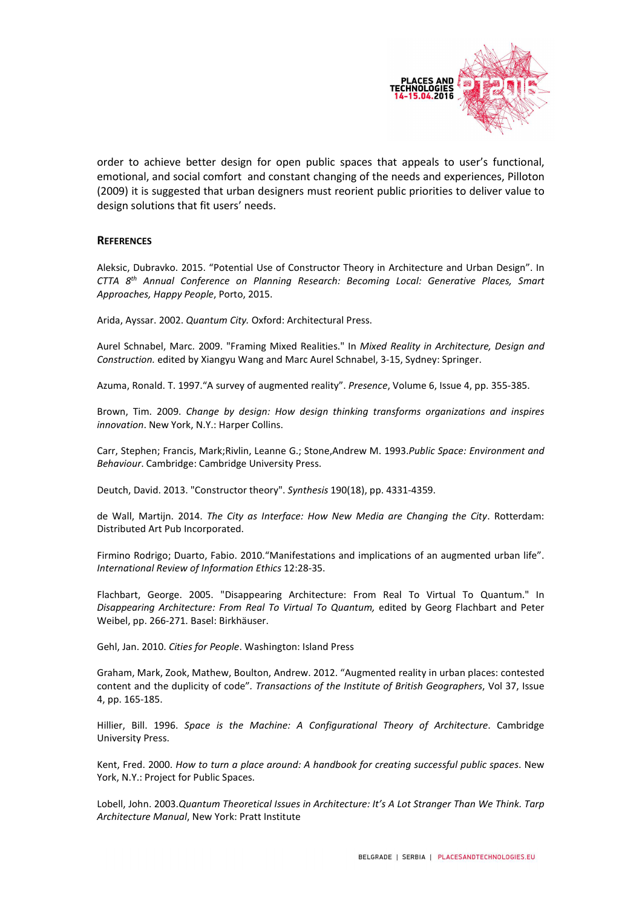order to achieve better design for open public spaces that appeals to user's functional, emotional, and social comfort and constant changing of the needs and experiences, Pilloton (2009) it is suggested that urban designers must reorient public priorities to deliver value to design solutions that fit users' needs.

## REFERENCES

Aleksic, Dubravko. 2015. "Potential Use of Constructor Theory in Architecture and Urban Design". In *CTTA 8th Annual Conference on Planning Research: Becoming Local: Generative Places, Smart Approaches, Happy People*, Porto, 2015.

Arida, Ayssar. 2002. *Quantum City.* Oxford: Architectural Press.

Aurel Schnabel, Marc. 2009. "Framing Mixed Realities." In *Mixed Reality in Architecture, Design and Construction.* edited by Xiangyu Wang and Marc Aurel Schnabel, 3-15, Sydney: Springer.

Azuma, Ronald. T. 1997."A survey of augmented reality". *Presence*, Volume 6, Issue 4, pp. 355-385.

Brown, Tim. 2009. *Change by design: How design thinking transforms organizations and inspires innovation*. New York, N.Y.: Harper Collins.

Carr, Stephen; Francis, Mark;Rivlin, Leanne G.; Stone,Andrew M. 1993.*Public Space: Environment and Behaviour*. Cambridge: Cambridge University Press.

Deutch, David. 2013. "Constructor theory". *Synthesis* 190(18), pp. 4331-4359.

de Wall, Martijn. 2014. *The City as Interface: How New Media are Changing the City*. Rotterdam: Distributed Art Pub Incorporated.

Firmino Rodrigo; Duarto, Fabio. 2010."Manifestations and implications of an augmented urban life". *International Review of Information Ethics* 12:28-35.

Flachbart, George. 2005. "Disappearing Architecture: From Real To Virtual To Quantum." In *Disappearing Architecture: From Real To Virtual To Quantum,* edited by Georg Flachbart and Peter Weibel, pp. 266-271. Basel: Birkhäuser.

Gehl, Jan. 2010. *Cities for People*. Washington: Island Press

Graham, Mark, Zook, Mathew, Boulton, Andrew. 2012. "Augmented reality in urban places: contested content and the duplicity of code". *Transactions of the Institute of British Geographers*, Vol 37, Issue 4, pp. 165-185.

Hillier, Bill. 1996. *Space is the Machine: A Configurational Theory of Architecture*. Cambridge University Press.

Kent, Fred. 2000. *How to turn a place around: A handbook for creating successful public spaces*. New York, N.Y.: Project for Public Spaces.

Lobell, John. 2003.*Quantum Theoretical Issues in Architecture: It's A Lot Stranger Than We Think. Tarp Architecture Manual*, New York: Pratt Institute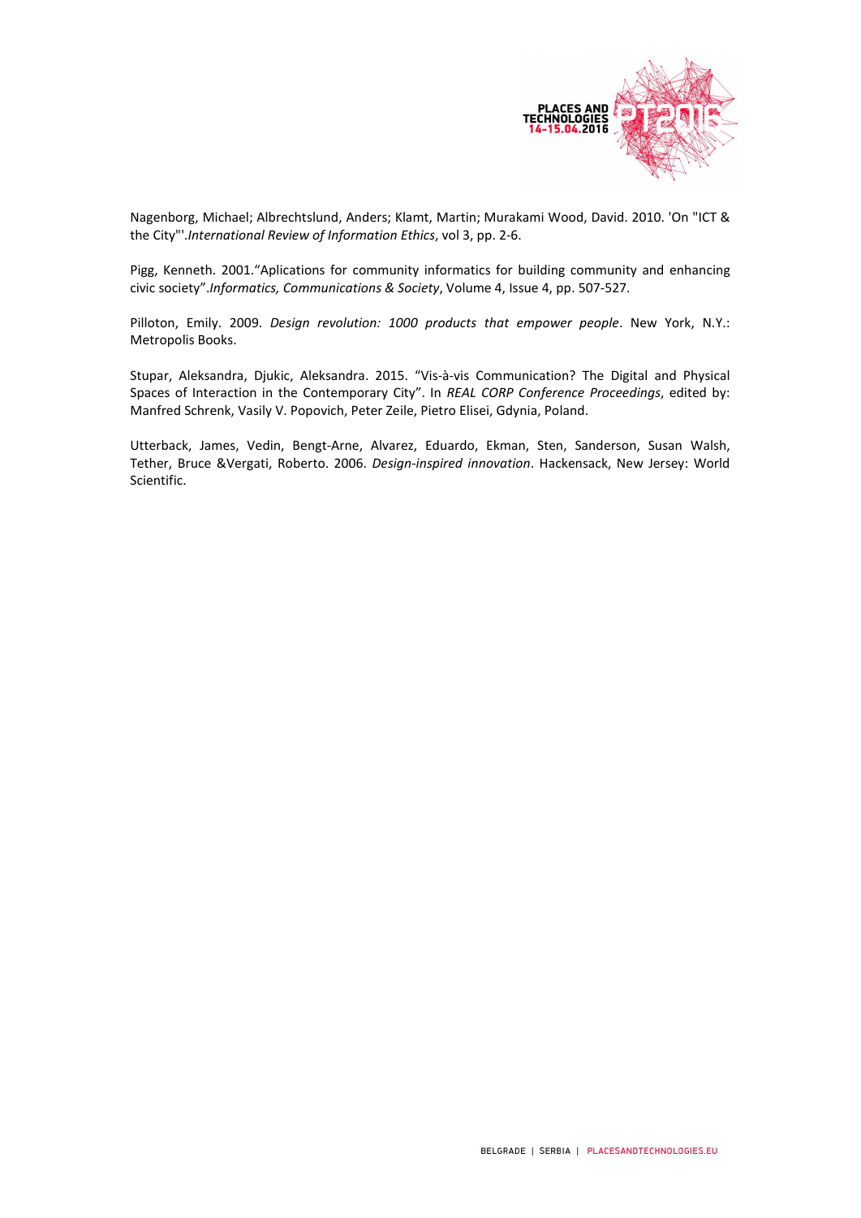Nagenborg, Michael; Albrechtslund, Anders; Klamt, Martin; Murakami Wood, David. 2010. 'On "ICT & the City"'.*International Review of Information Ethics*, vol 3, pp. 2-6.

Pigg, Kenneth. 2001."Aplications for community informatics for building community and enhancing civic society".*Informatics, Communications & Society*, Volume 4, Issue 4, pp. 507-527.

Pilloton, Emily. 2009. *Design revolution: 1000 products that empower people*. New York, N.Y.: Metropolis Books.

Stupar, Aleksandra, Djukic, Aleksandra. 2015. "Vis-à-vis Communication? The Digital and Physical Spaces of Interaction in the Contemporary City". In *REAL CORP Conference Proceedings*, edited by: Manfred Schrenk, Vasily V. Popovich, Peter Zeile, Pietro Elisei, Gdynia, Poland.

Utterback, James, Vedin, Bengt-Arne, Alvarez, Eduardo, Ekman, Sten, Sanderson, Susan Walsh, Tether, Bruce &Vergati, Roberto. 2006. *Design-inspired innovation*. Hackensack, New Jersey: World Scientific.